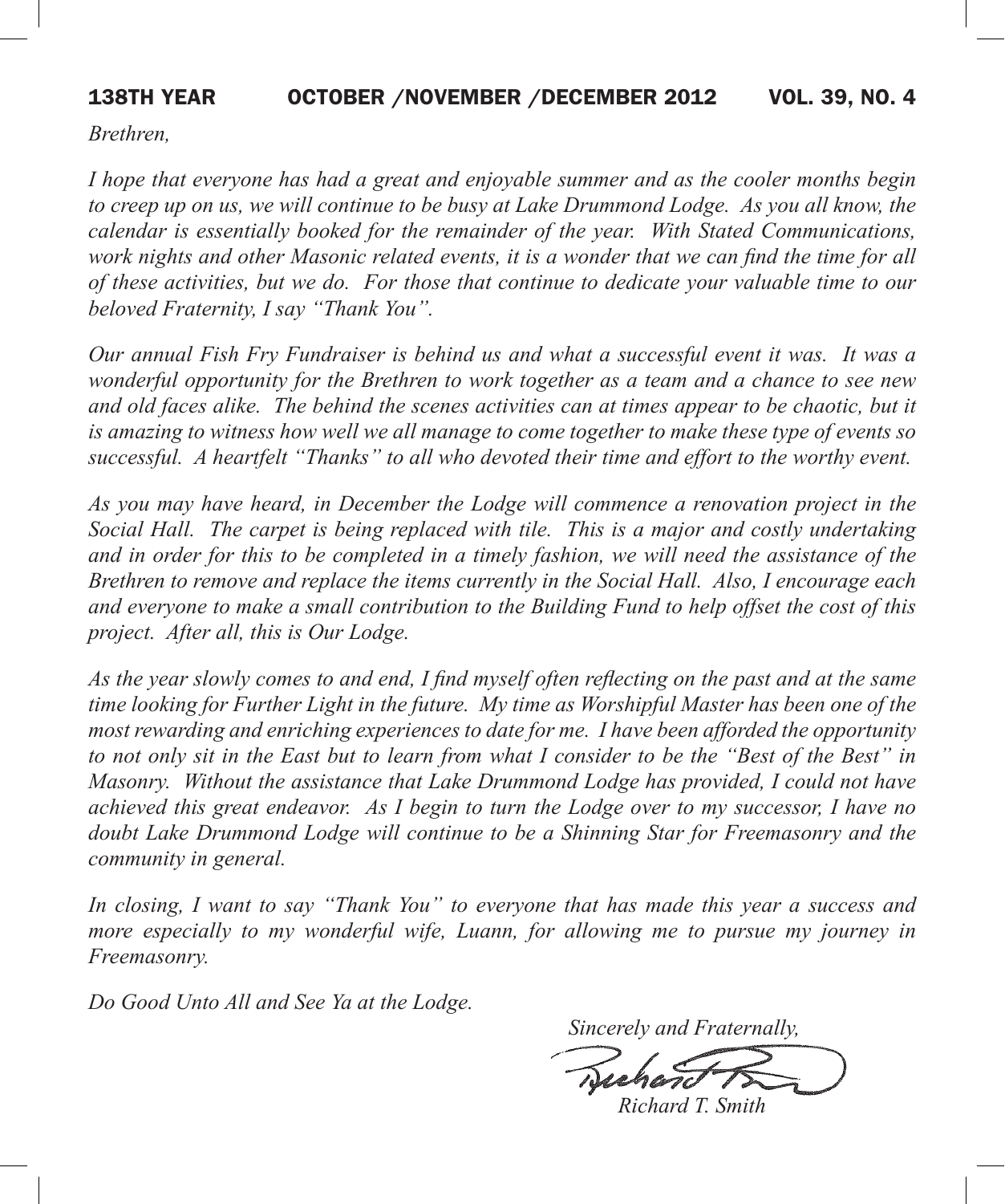138TH YEAR OCTOBER /NOVEMBER /DECEMBER 2012 VOL. 39, NO. 4

*Brethren,*

*I hope that everyone has had a great and enjoyable summer and as the cooler months begin to creep up on us, we will continue to be busy at Lake Drummond Lodge. As you all know, the calendar is essentially booked for the remainder of the year. With Stated Communications, work nights and other Masonic related events, it is a wonder that we can find the time for all of these activities, but we do. For those that continue to dedicate your valuable time to our beloved Fraternity, I say "Thank You".*

*Our annual Fish Fry Fundraiser is behind us and what a successful event it was. It was a wonderful opportunity for the Brethren to work together as a team and a chance to see new and old faces alike. The behind the scenes activities can at times appear to be chaotic, but it is amazing to witness how well we all manage to come together to make these type of events so successful. A heartfelt "Thanks" to all who devoted their time and effort to the worthy event.*

*As you may have heard, in December the Lodge will commence a renovation project in the Social Hall. The carpet is being replaced with tile. This is a major and costly undertaking and in order for this to be completed in a timely fashion, we will need the assistance of the Brethren to remove and replace the items currently in the Social Hall. Also, I encourage each and everyone to make a small contribution to the Building Fund to help offset the cost of this project. After all, this is Our Lodge.*

*As the year slowly comes to and end, I find myself often reflecting on the past and at the same time looking for Further Light in the future. My time as Worshipful Master has been one of the most rewarding and enriching experiences to date for me. I have been afforded the opportunity to not only sit in the East but to learn from what I consider to be the "Best of the Best" in Masonry. Without the assistance that Lake Drummond Lodge has provided, I could not have achieved this great endeavor. As I begin to turn the Lodge over to my successor, I have no doubt Lake Drummond Lodge will continue to be a Shinning Star for Freemasonry and the community in general.*

*In closing, I want to say "Thank You" to everyone that has made this year a success and more especially to my wonderful wife, Luann, for allowing me to pursue my journey in Freemasonry.*

*Do Good Unto All and See Ya at the Lodge.*

*Sincerely and Fraternally,*

*Richard T. Smith*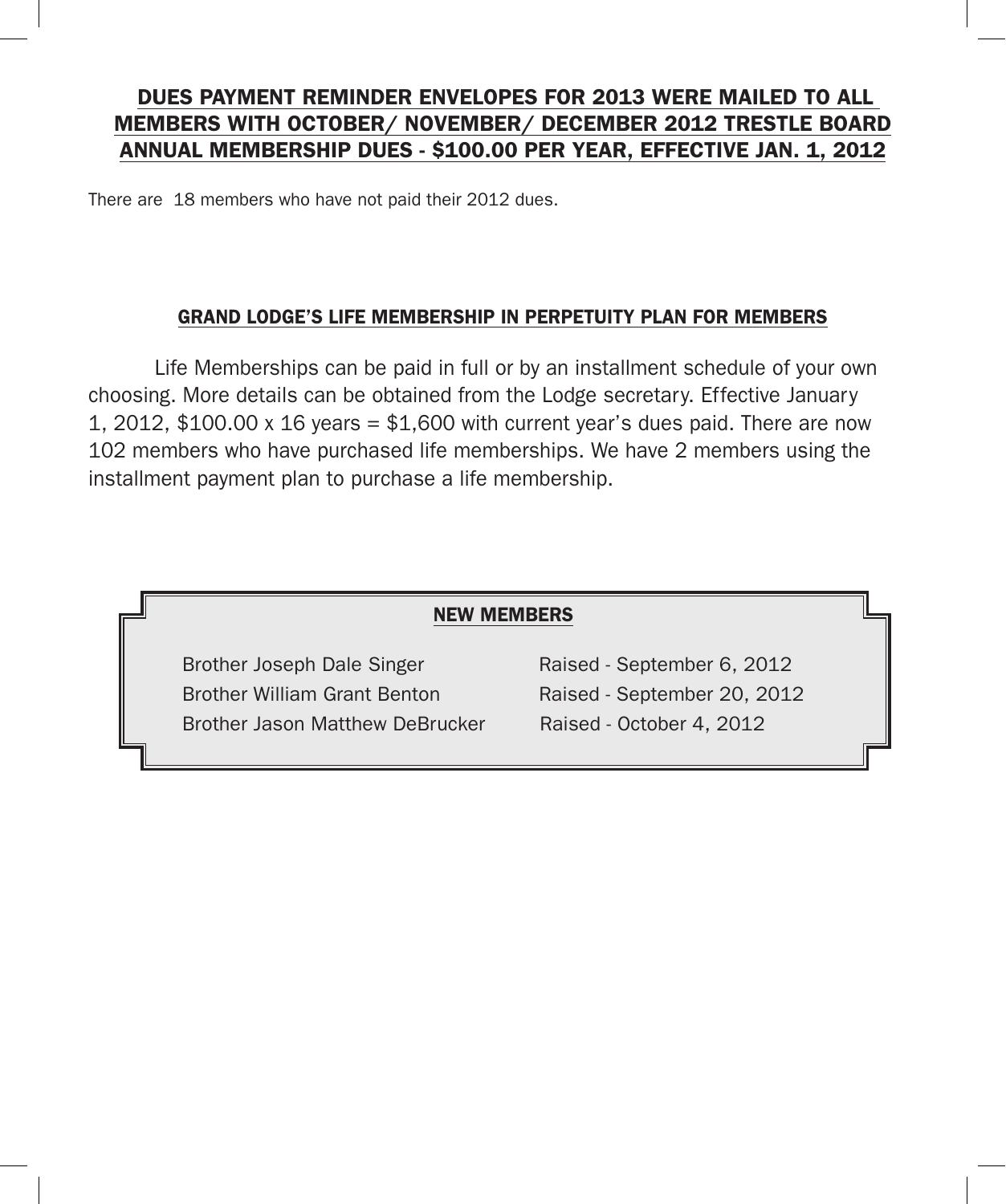## DUES PAYMENT REMINDER ENVELOPES FOR 2013 WERE MAILED TO ALL MEMBERS WITH OCTOBER/ NOVEMBER/ DECEMBER 2012 TRESTLE BOARD ANNUAL MEMBERSHIP DUES - $100.00 PER YEAR, EFFECTIVE JAN. 1, 2012

There are 18 members who have not paid their 2012 dues.

### GRAND LODGE'S LIFE MEMBERSHIP IN PERPETUITY PLAN FOR MEMBERS

Life Memberships can be paid in full or by an installment schedule of your own choosing. More details can be obtained from the Lodge secretary. Effective January 1, 2012, $100.00 x 16 years = $1,600 with current year's dues paid. There are now 102 members who have purchased life memberships. We have 2 members using the installment payment plan to purchase a life membership.

### NEW MEMBERS

| | |
|---|---|
| Brother Joseph Dale Singer | Raised - September 6, 2012 |
| Brother William Grant Benton | Raised - September 20, 2012 |
| Brother Jason Matthew DeBrucker | Raised - October 4, 2012 |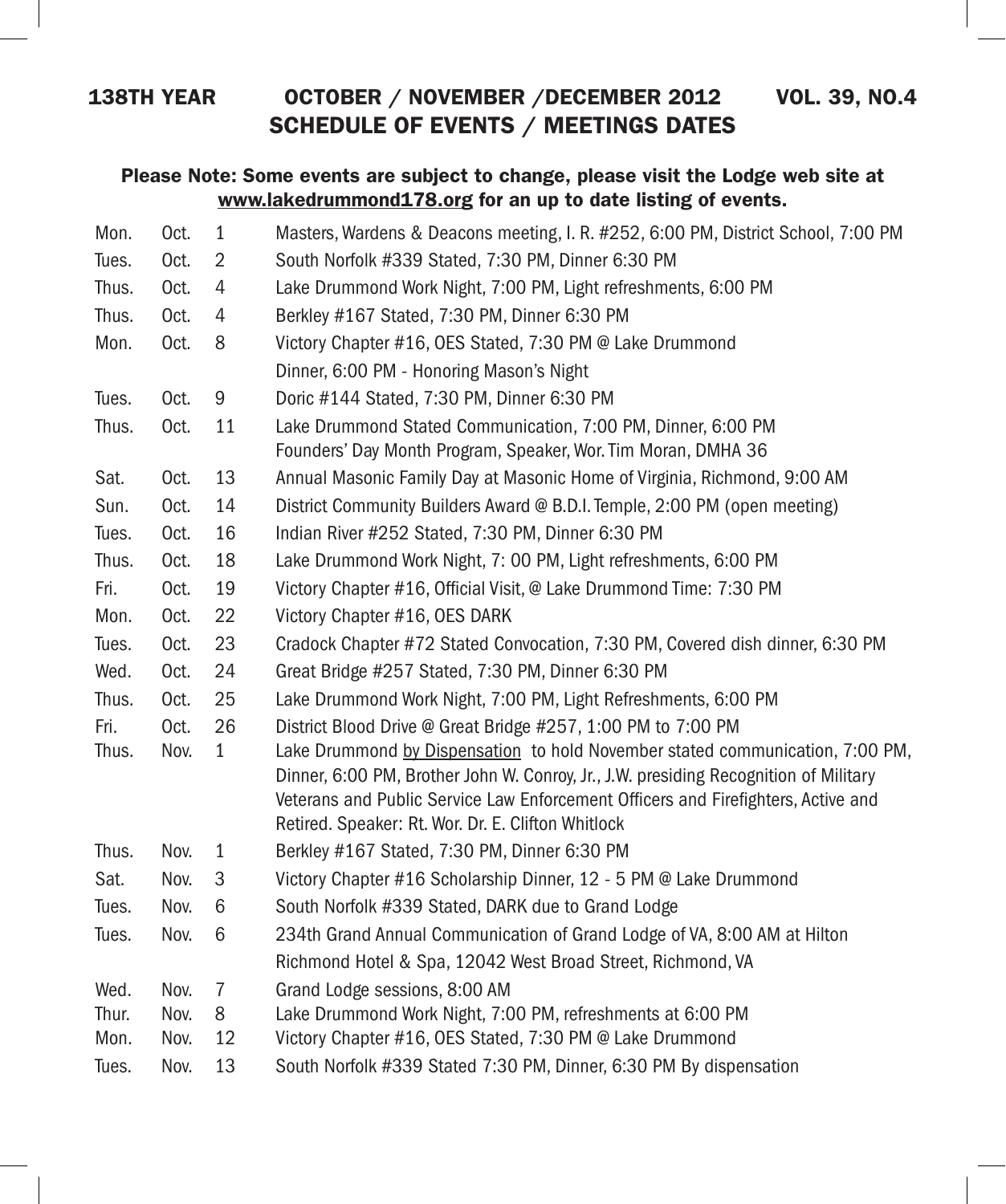## 138TH YEAR OCTOBER / NOVEMBER /DECEMBER 2012 VOL. 39, NO.4

## SCHEDULE OF EVENTS / MEETINGS DATES

**Please Note: Some events are subject to change, please visit the Lodge web site at www.lakedrummond178.org for an up to date listing of events.**

| | | | |
|---|---|---|---|
| Mon. | Oct. | 1 | Masters, Wardens & Deacons meeting, I. R. #252, 6:00 PM, District School, 7:00 PM |
| Tues. | Oct. | 2 | South Norfolk #339 Stated, 7:30 PM, Dinner 6:30 PM |
| Thus. | Oct. | 4 | Lake Drummond Work Night, 7:00 PM, Light refreshments, 6:00 PM |
| Thus. | Oct. | 4 | Berkley #167 Stated, 7:30 PM, Dinner 6:30 PM |
| Mon. | Oct. | 8 | Victory Chapter #16, OES Stated, 7:30 PM @ Lake Drummond Dinner, 6:00 PM - Honoring Mason's Night |
| Tues. | Oct. | 9 | Doric #144 Stated, 7:30 PM, Dinner 6:30 PM |
| Thus. | Oct. | 11 | Lake Drummond Stated Communication, 7:00 PM, Dinner, 6:00 PM Founders' Day Month Program, Speaker, Wor. Tim Moran, DMHA 36 |
| Sat. | Oct. | 13 | Annual Masonic Family Day at Masonic Home of Virginia, Richmond, 9:00 AM |
| Sun. | Oct. | 14 | District Community Builders Award @ B.D.I. Temple, 2:00 PM (open meeting) |
| Tues. | Oct. | 16 | Indian River #252 Stated, 7:30 PM, Dinner 6:30 PM |
| Thus. | Oct. | 18 | Lake Drummond Work Night, 7: 00 PM, Light refreshments, 6:00 PM |
| Fri. | Oct. | 19 | Victory Chapter #16, Official Visit, @ Lake Drummond Time: 7:30 PM |
| Mon. | Oct. | 22 | Victory Chapter #16, OES DARK |
| Tues. | Oct. | 23 | Cradock Chapter #72 Stated Convocation, 7:30 PM, Covered dish dinner, 6:30 PM |
| Wed. | Oct. | 24 | Great Bridge #257 Stated, 7:30 PM, Dinner 6:30 PM |
| Thus. | Oct. | 25 | Lake Drummond Work Night, 7:00 PM, Light Refreshments, 6:00 PM |
| Fri. | Oct. | 26 | District Blood Drive @ Great Bridge #257, 1:00 PM to 7:00 PM |
| Thus. | Nov. | 1 | Lake Drummond by Dispensation to hold November stated communication, 7:00 PM, Dinner, 6:00 PM, Brother John W. Conroy, Jr., J.W. presiding Recognition of Military Veterans and Public Service Law Enforcement Officers and Firefighters, Active and Retired. Speaker: Rt. Wor. Dr. E. Clifton Whitlock |
| Thus. | Nov. | 1 | Berkley #167 Stated, 7:30 PM, Dinner 6:30 PM |
| Sat. | Nov. | 3 | Victory Chapter #16 Scholarship Dinner, 12 - 5 PM @ Lake Drummond |
| Tues. | Nov. | 6 | South Norfolk #339 Stated, DARK due to Grand Lodge |
| Tues. | Nov. | 6 | 234th Grand Annual Communication of Grand Lodge of VA, 8:00 AM at Hilton Richmond Hotel & Spa, 12042 West Broad Street, Richmond, VA |
| Wed. | Nov. | 7 | Grand Lodge sessions, 8:00 AM |
| Thur. | Nov. | 8 | Lake Drummond Work Night, 7:00 PM, refreshments at 6:00 PM |
| Mon. | Nov. | 12 | Victory Chapter #16, OES Stated, 7:30 PM @ Lake Drummond |
| Tues. | Nov. | 13 | South Norfolk #339 Stated 7:30 PM, Dinner, 6:30 PM By dispensation |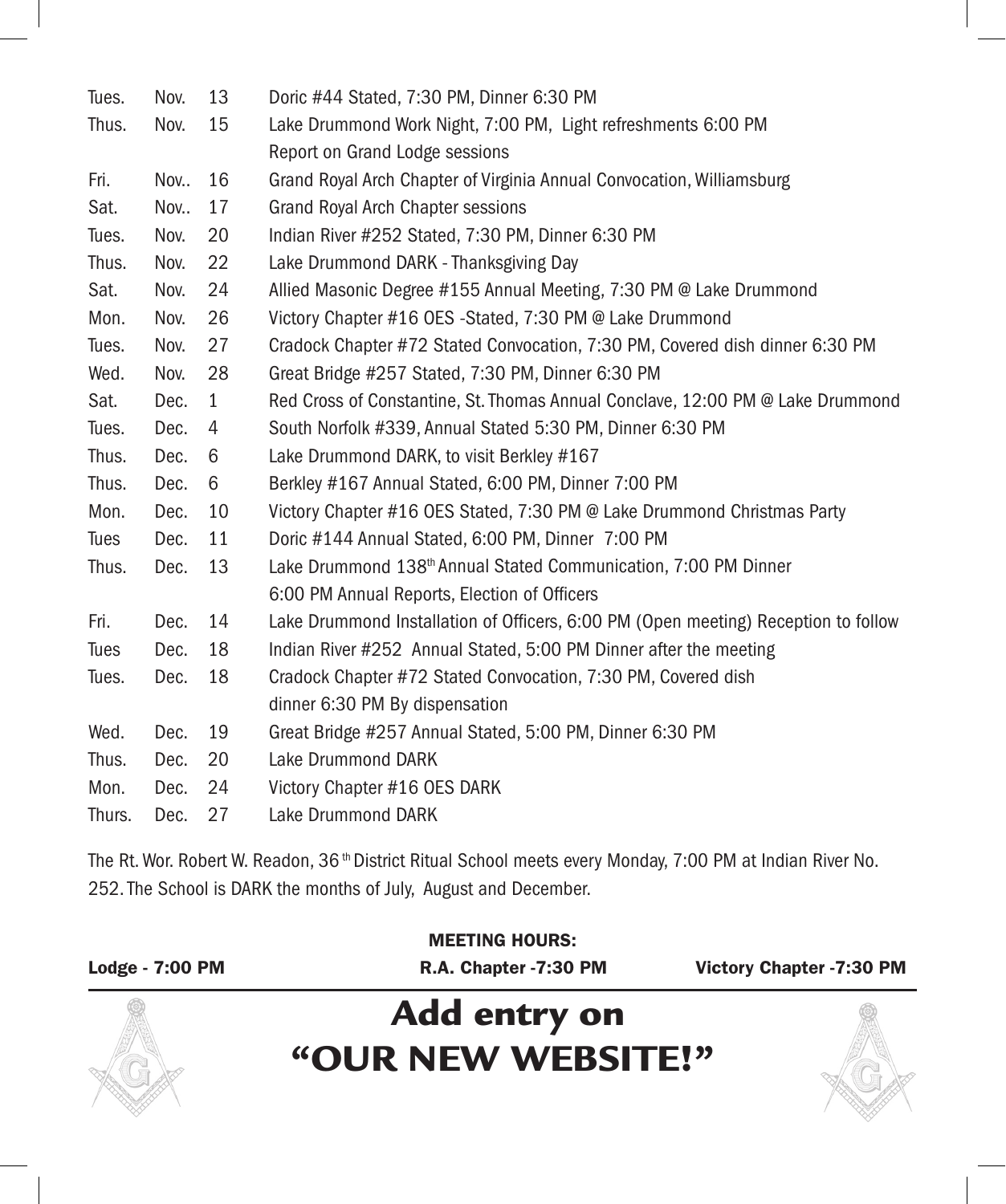| | | | |
|---|---|---|---|
| Tues. | Nov. | 13 | Doric #44 Stated, 7:30 PM, Dinner 6:30 PM |
| Thus. | Nov. | 15 | Lake Drummond Work Night, 7:00 PM, Light refreshments 6:00 PM Report on Grand Lodge sessions |
| Fri. | Nov.. | 16 | Grand Royal Arch Chapter of Virginia Annual Convocation, Williamsburg |
| Sat. | Nov.. | 17 | Grand Royal Arch Chapter sessions |
| Tues. | Nov. | 20 | Indian River #252 Stated, 7:30 PM, Dinner 6:30 PM |
| Thus. | Nov. | 22 | Lake Drummond DARK - Thanksgiving Day |
| Sat. | Nov. | 24 | Allied Masonic Degree #155 Annual Meeting, 7:30 PM @ Lake Drummond |
| Mon. | Nov. | 26 | Victory Chapter #16 OES -Stated, 7:30 PM @ Lake Drummond |
| Tues. | Nov. | 27 | Cradock Chapter #72 Stated Convocation, 7:30 PM, Covered dish dinner 6:30 PM |
| Wed. | Nov. | 28 | Great Bridge #257 Stated, 7:30 PM, Dinner 6:30 PM |
| Sat. | Dec. | 1 | Red Cross of Constantine, St. Thomas Annual Conclave, 12:00 PM @ Lake Drummond |
| Tues. | Dec. | 4 | South Norfolk #339, Annual Stated 5:30 PM, Dinner 6:30 PM |
| Thus. | Dec. | 6 | Lake Drummond DARK, to visit Berkley #167 |
| Thus. | Dec. | 6 | Berkley #167 Annual Stated, 6:00 PM, Dinner 7:00 PM |
| Mon. | Dec. | 10 | Victory Chapter #16 OES Stated, 7:30 PM @ Lake Drummond Christmas Party |
| Tues | Dec. | 11 | Doric #144 Annual Stated, 6:00 PM, Dinner 7:00 PM |
| Thus. | Dec. | 13 | Lake Drummond 138th Annual Stated Communication, 7:00 PM Dinner 6:00 PM Annual Reports, Election of Officers |
| Fri. | Dec. | 14 | Lake Drummond Installation of Officers, 6:00 PM (Open meeting) Reception to follow |
| Tues | Dec. | 18 | Indian River #252 Annual Stated, 5:00 PM Dinner after the meeting |
| Tues. | Dec. | 18 | Cradock Chapter #72 Stated Convocation, 7:30 PM, Covered dish dinner 6:30 PM By dispensation |
| Wed. | Dec. | 19 | Great Bridge #257 Annual Stated, 5:00 PM, Dinner 6:30 PM |
| Thus. | Dec. | 20 | Lake Drummond DARK |
| Mon. | Dec. | 24 | Victory Chapter #16 OES DARK |
| Thurs. | Dec. | 27 | Lake Drummond DARK |

The Rt. Wor. Robert W. Readon, 36th District Ritual School meets every Monday, 7:00 PM at Indian River No. 252. The School is DARK the months of July, August and December.

**MEETING HOURS:**

**Lodge - 7:00 PM** **R.A. Chapter -7:30 PM** **Victory Chapter -7:30 PM**

# Add entry on "OUR NEW WEBSITE!"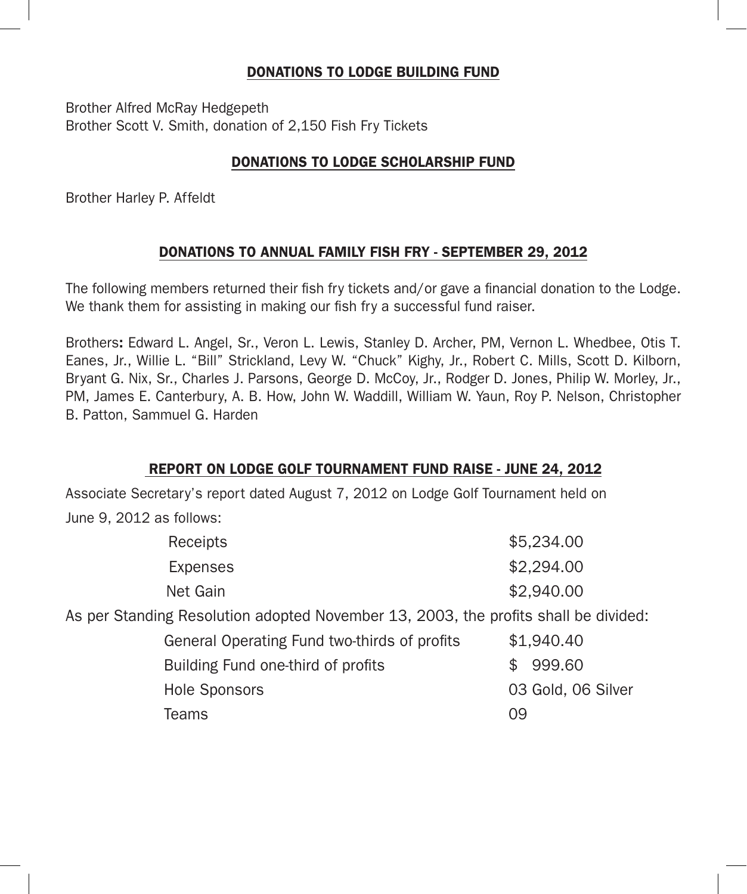## DONATIONS TO LODGE BUILDING FUND

Brother Alfred McRay Hedgepeth
Brother Scott V. Smith, donation of 2,150 Fish Fry Tickets

## DONATIONS TO LODGE SCHOLARSHIP FUND

Brother Harley P. Affeldt

## DONATIONS TO ANNUAL FAMILY FISH FRY - SEPTEMBER 29, 2012

The following members returned their fish fry tickets and/or gave a financial donation to the Lodge. We thank them for assisting in making our fish fry a successful fund raiser.

Brothers**:** Edward L. Angel, Sr., Veron L. Lewis, Stanley D. Archer, PM, Vernon L. Whedbee, Otis T. Eanes, Jr., Willie L. "Bill" Strickland, Levy W. "Chuck" Kighy, Jr., Robert C. Mills, Scott D. Kilborn, Bryant G. Nix, Sr., Charles J. Parsons, George D. McCoy, Jr., Rodger D. Jones, Philip W. Morley, Jr., PM, James E. Canterbury, A. B. How, John W. Waddill, William W. Yaun, Roy P. Nelson, Christopher B. Patton, Sammuel G. Harden

## REPORT ON LODGE GOLF TOURNAMENT FUND RAISE - JUNE 24, 2012

Associate Secretary's report dated August 7, 2012 on Lodge Golf Tournament held on June 9, 2012 as follows:

| | |
|---|---|
| Receipts | $5,234.00 |
| Expenses | $2,294.00 |
| Net Gain | $2,940.00 |

As per Standing Resolution adopted November 13, 2003, the profits shall be divided:

| | |
|---|---|
| General Operating Fund two-thirds of profits | $1,940.40 |
| Building Fund one-third of profits | $ 999.60 |
| Hole Sponsors | 03 Gold, 06 Silver |
| Teams | 09 |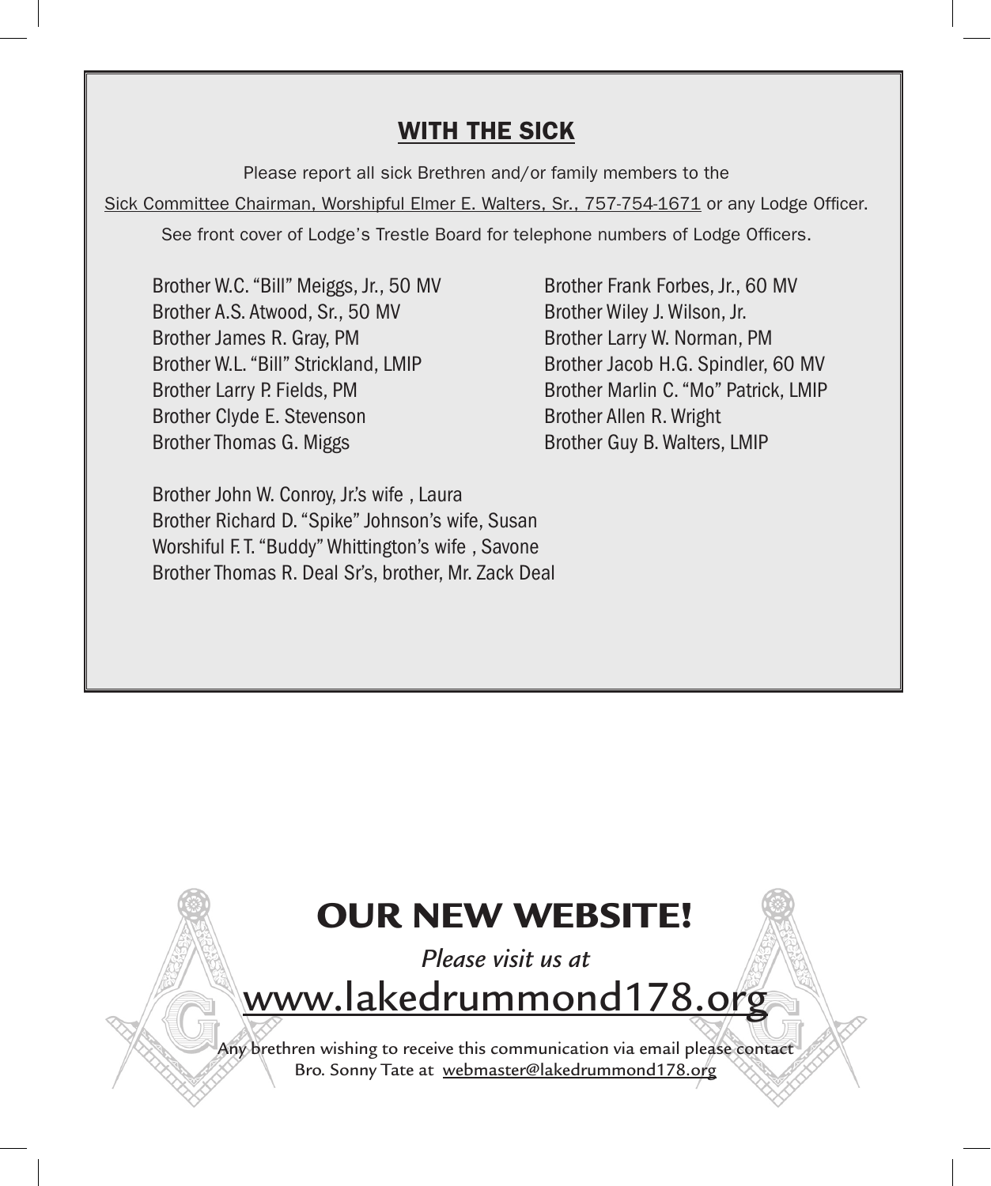## WITH THE SICK

Please report all sick Brethren and/or family members to the

Sick Committee Chairman, Worshipful Elmer E. Walters, Sr., 757-754-1671 or any Lodge Officer.

See front cover of Lodge's Trestle Board for telephone numbers of Lodge Officers.

Brother W.C. "Bill" Meiggs, Jr., 50 MV
Brother A.S. Atwood, Sr., 50 MV
Brother James R. Gray, PM
Brother W.L. "Bill" Strickland, LMIP
Brother Larry P. Fields, PM
Brother Clyde E. Stevenson
Brother Thomas G. Miggs

Brother Frank Forbes, Jr., 60 MV
Brother Wiley J. Wilson, Jr.
Brother Larry W. Norman, PM
Brother Jacob H.G. Spindler, 60 MV
Brother Marlin C. "Mo" Patrick, LMIP
Brother Allen R. Wright
Brother Guy B. Walters, LMIP

Brother John W. Conroy, Jr.'s wife , Laura
Brother Richard D. "Spike" Johnson's wife, Susan
Worshiful F. T. "Buddy" Whittington's wife , Savone
Brother Thomas R. Deal Sr's, brother, Mr. Zack Deal

# OUR NEW WEBSITE!

*Please visit us at*

www.lakedrummond178.org

Any brethren wishing to receive this communication via email please contact Bro. Sonny Tate at webmaster@lakedrummond178.org